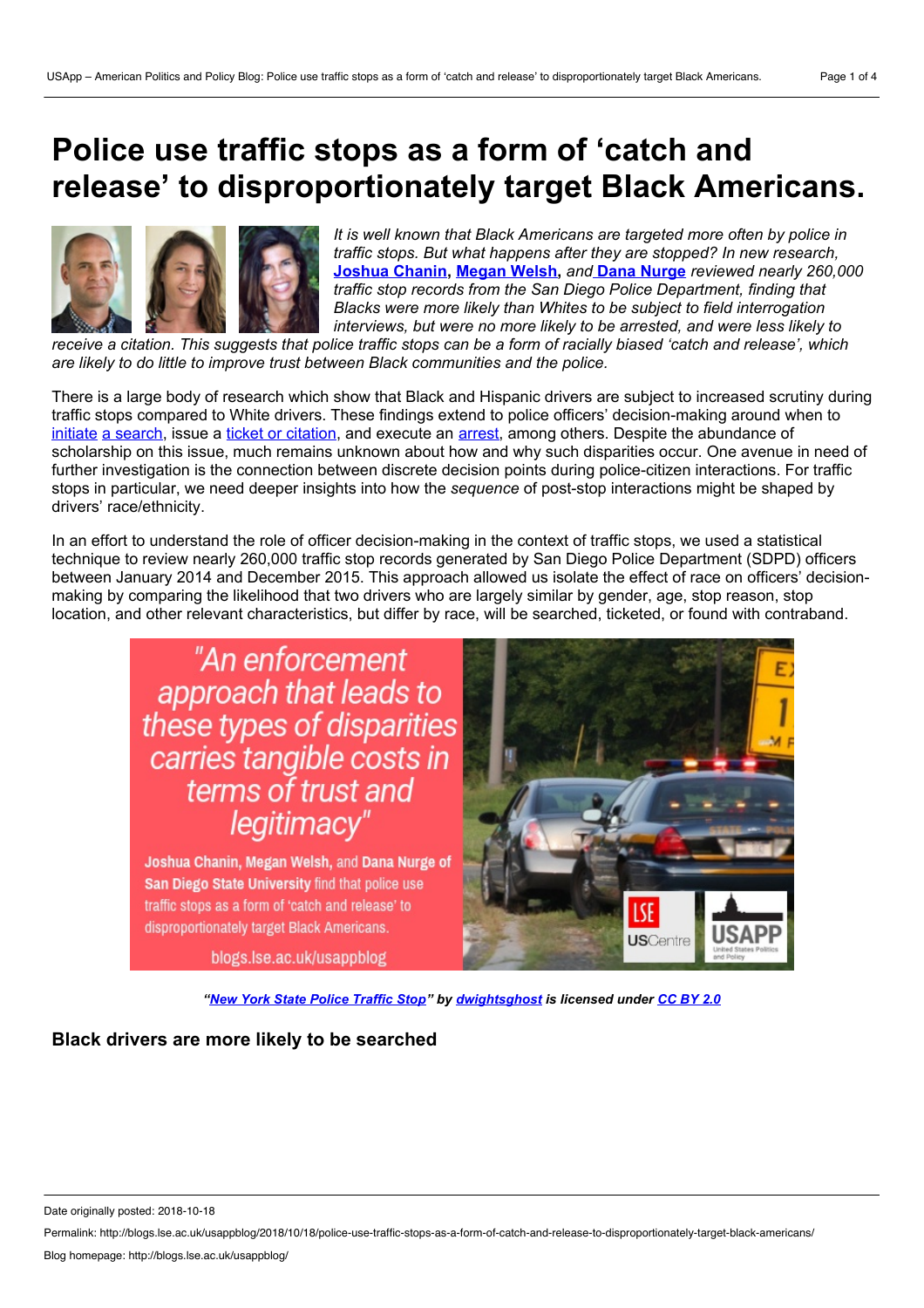# Police use traffic stops as a form of 'catch and release' to disproportionately target Black Americans.

*It is well known that Black Americans are targeted more often by police in traffic stops. But what happens after they are stopped? In new research,* **Joshua Chanin**, **Megan Welsh**, *and* **Dana Nurge** *reviewed nearly 260,000 traffic stop records from the San Diego Police Department, finding that Blacks were more likely than Whites to be subject to field interrogation interviews, but were no more likely to be arrested, and were less likely to receive a citation. This suggests that police traffic stops can be a form of racially biased 'catch and release', which are likely to do little to improve trust between Black communities and the police.*

There is a large body of research which show that Black and Hispanic drivers are subject to increased scrutiny during traffic stops compared to White drivers. These findings extend to police officers' decision-making around when to initiate a search, issue a ticket or citation, and execute an arrest, among others. Despite the abundance of scholarship on this issue, much remains unknown about how and why such disparities occur. One avenue in need of further investigation is the connection between discrete decision points during police-citizen interactions. For traffic stops in particular, we need deeper insights into how the *sequence* of post-stop interactions might be shaped by drivers' race/ethnicity.

In an effort to understand the role of officer decision-making in the context of traffic stops, we used a statistical technique to review nearly 260,000 traffic stop records generated by San Diego Police Department (SDPD) officers between January 2014 and December 2015. This approach allowed us isolate the effect of race on officers' decision-making by comparing the likelihood that two drivers who are largely similar by gender, age, stop reason, stop location, and other relevant characteristics, but differ by race, will be searched, ticketed, or found with contraband.

***"New York State Police Traffic Stop" by dwightsghost is licensed under CC BY 2.0***

### Black drivers are more likely to be searched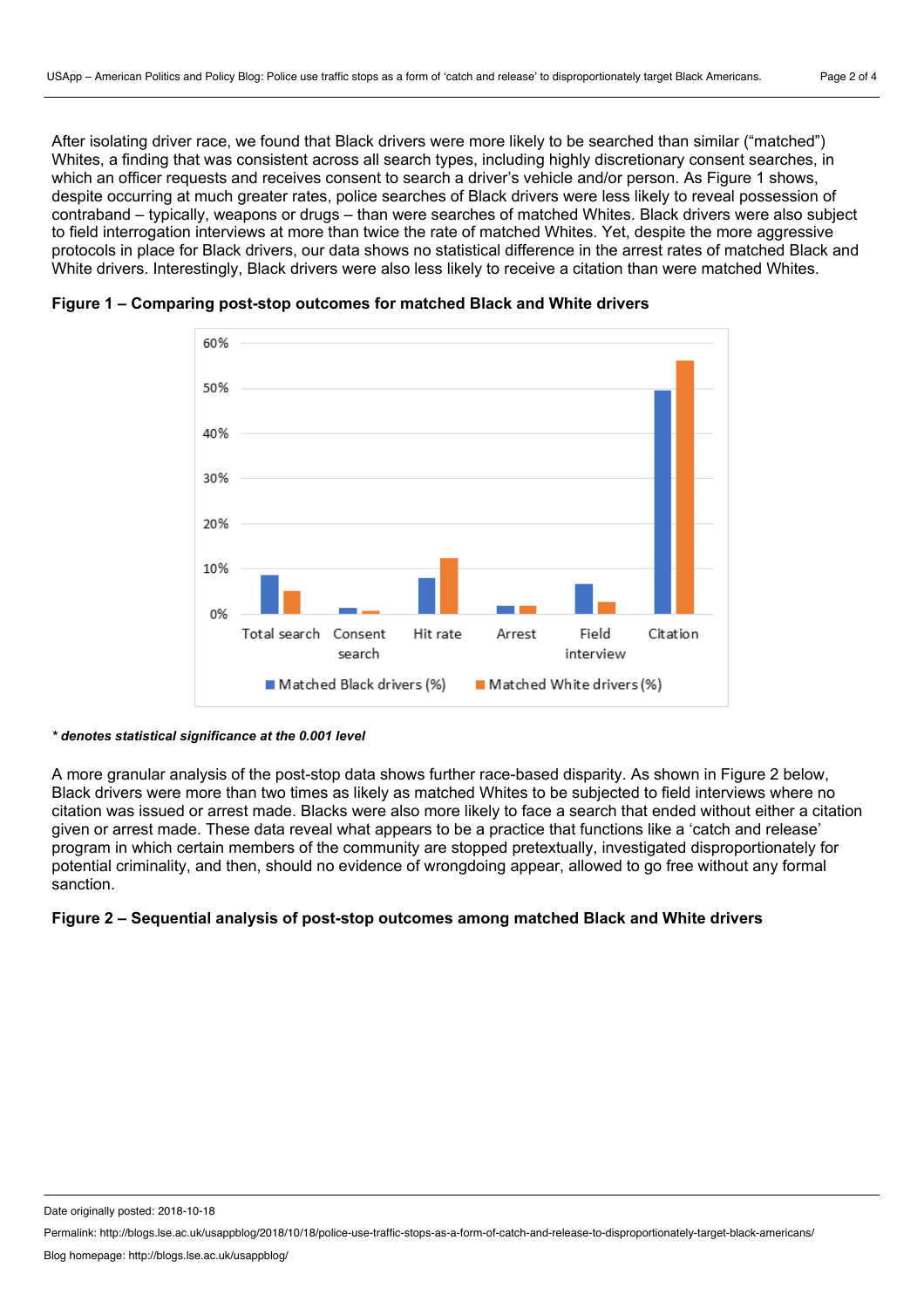After isolating driver race, we found that Black drivers were more likely to be searched than similar ("matched") Whites, a finding that was consistent across all search types, including highly discretionary consent searches, in which an officer requests and receives consent to search a driver's vehicle and/or person. As Figure 1 shows, despite occurring at much greater rates, police searches of Black drivers were less likely to reveal possession of contraband – typically, weapons or drugs – than were searches of matched Whites. Black drivers were also subject to field interrogation interviews at more than twice the rate of matched Whites. Yet, despite the more aggressive protocols in place for Black drivers, our data shows no statistical difference in the arrest rates of matched Black and White drivers. Interestingly, Black drivers were also less likely to receive a citation than were matched Whites.

**Figure 1 – Comparing post-stop outcomes for matched Black and White drivers**

***\* denotes statistical significance at the 0.001 level***

A more granular analysis of the post-stop data shows further race-based disparity. As shown in Figure 2 below, Black drivers were more than two times as likely as matched Whites to be subjected to field interviews where no citation was issued or arrest made. Blacks were also more likely to face a search that ended without either a citation given or arrest made. These data reveal what appears to be a practice that functions like a 'catch and release' program in which certain members of the community are stopped pretextually, investigated disproportionately for potential criminality, and then, should no evidence of wrongdoing appear, allowed to go free without any formal sanction.

**Figure 2 – Sequential analysis of post-stop outcomes among matched Black and White drivers**

Date originally posted: 2018-10-18

Permalink: http://blogs.lse.ac.uk/usappblog/2018/10/18/police-use-traffic-stops-as-a-form-of-catch-and-release-to-disproportionately-target-black-americans/

Blog homepage: http://blogs.lse.ac.uk/usappblog/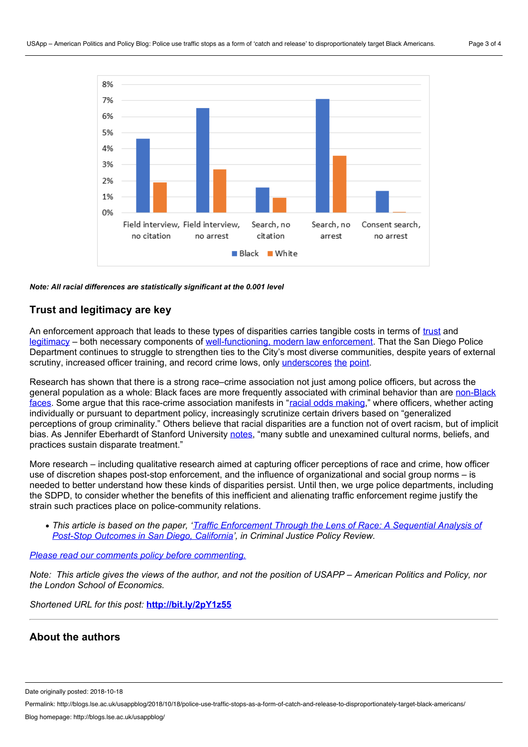Note: All racial differences are statistically significant at the 0.001 level

## Trust and legitimacy are key

An enforcement approach that leads to these types of disparities carries tangible costs in terms of trust and legitimacy – both necessary components of well-functioning, modern law enforcement. That the San Diego Police Department continues to struggle to strengthen ties to the City's most diverse communities, despite years of external scrutiny, increased officer training, and record crime lows, only underscores the point.

Research has shown that there is a strong race–crime association not just among police officers, but across the general population as a whole: Black faces are more frequently associated with criminal behavior than are non-Black faces. Some argue that this race-crime association manifests in "racial odds making," where officers, whether acting individually or pursuant to department policy, increasingly scrutinize certain drivers based on "generalized perceptions of group criminality." Others believe that racial disparities are a function not of overt racism, but of implicit bias. As Jennifer Eberhardt of Stanford University notes, "many subtle and unexamined cultural norms, beliefs, and practices sustain disparate treatment."

More research – including qualitative research aimed at capturing officer perceptions of race and crime, how officer use of discretion shapes post-stop enforcement, and the influence of organizational and social group norms – is needed to better understand how these kinds of disparities persist. Until then, we urge police departments, including the SDPD, to consider whether the benefits of this inefficient and alienating traffic enforcement regime justify the strain such practices place on police-community relations.

- *This article is based on the paper, 'Traffic Enforcement Through the Lens of Race: A Sequential Analysis of Post-Stop Outcomes in San Diego, California', in Criminal Justice Policy Review.*

*Please read our comments policy before commenting.*

*Note: This article gives the views of the author, and not the position of USAPP – American Politics and Policy, nor the London School of Economics.*

*Shortened URL for this post:* **http://bit.ly/2pY1z55**

---

## About the authors

Date originally posted: 2018-10-18

Permalink: http://blogs.lse.ac.uk/usappblog/2018/10/18/police-use-traffic-stops-as-a-form-of-catch-and-release-to-disproportionately-target-black-americans/

Blog homepage: http://blogs.lse.ac.uk/usappblog/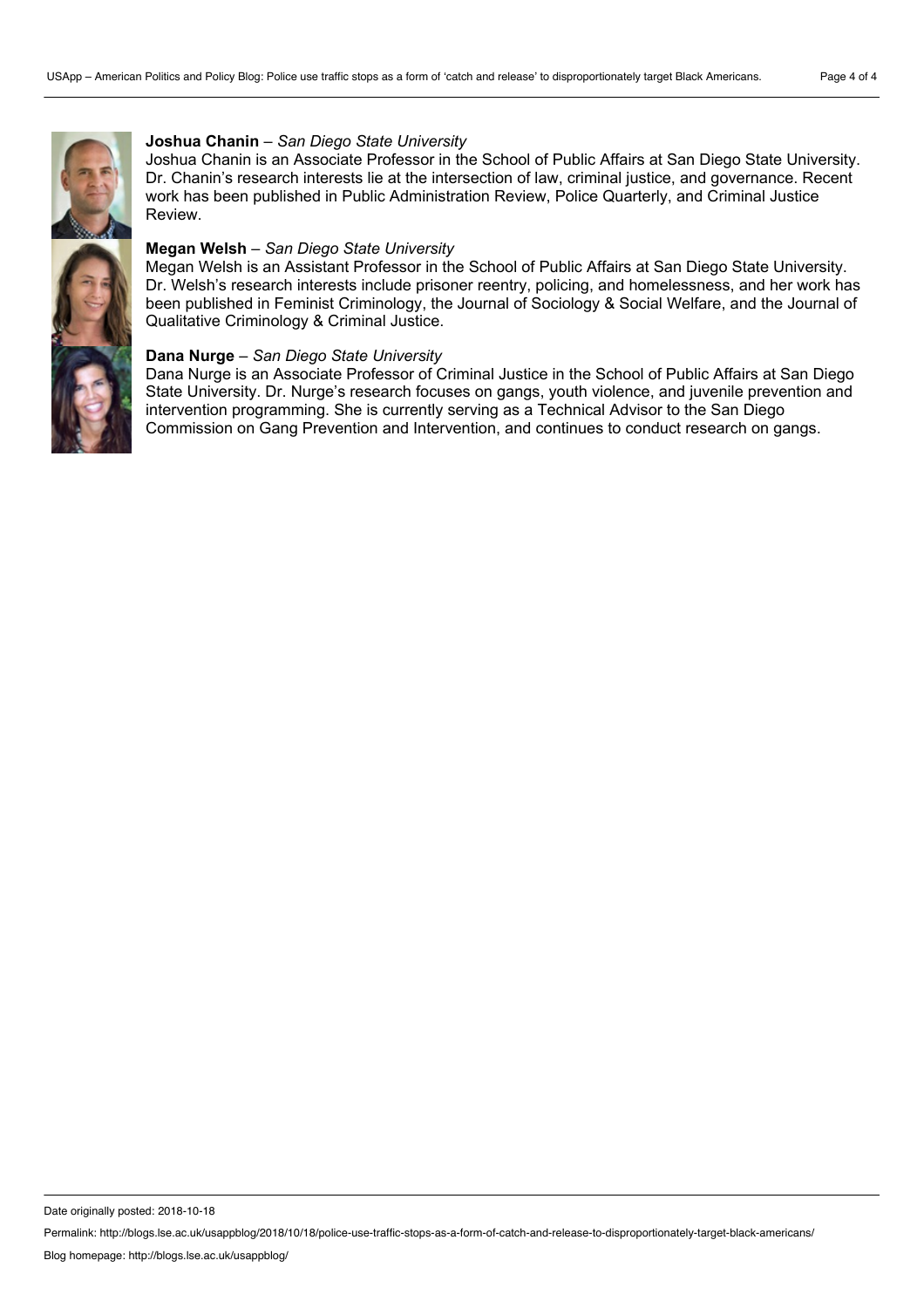**Joshua Chanin** – *San Diego State University*
Joshua Chanin is an Associate Professor in the School of Public Affairs at San Diego State University. Dr. Chanin's research interests lie at the intersection of law, criminal justice, and governance. Recent work has been published in Public Administration Review, Police Quarterly, and Criminal Justice Review.

**Megan Welsh** – *San Diego State University*
Megan Welsh is an Assistant Professor in the School of Public Affairs at San Diego State University. Dr. Welsh's research interests include prisoner reentry, policing, and homelessness, and her work has been published in Feminist Criminology, the Journal of Sociology & Social Welfare, and the Journal of Qualitative Criminology & Criminal Justice.

**Dana Nurge** – *San Diego State University*
Dana Nurge is an Associate Professor of Criminal Justice in the School of Public Affairs at San Diego State University. Dr. Nurge's research focuses on gangs, youth violence, and juvenile prevention and intervention programming. She is currently serving as a Technical Advisor to the San Diego Commission on Gang Prevention and Intervention, and continues to conduct research on gangs.

Date originally posted: 2018-10-18

Permalink: http://blogs.lse.ac.uk/usappblog/2018/10/18/police-use-traffic-stops-as-a-form-of-catch-and-release-to-disproportionately-target-black-americans/

Blog homepage: http://blogs.lse.ac.uk/usappblog/